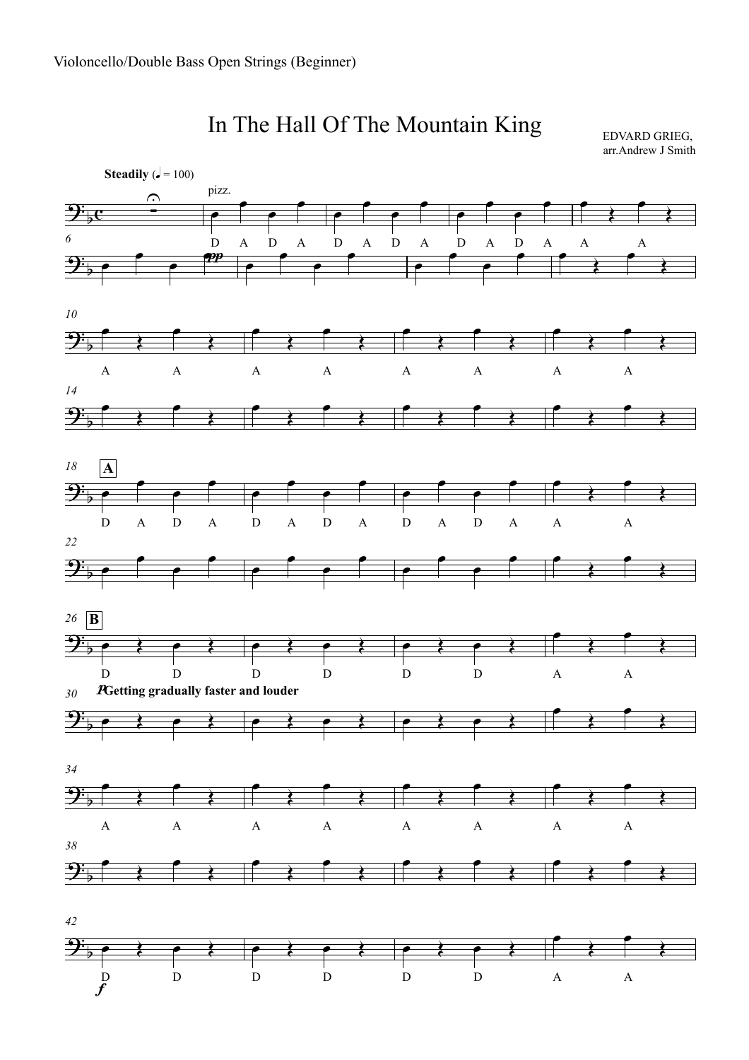Violoncello/Double Bass Open Strings (Beginner)

# In The Hall Of The Mountain King

EDVARD GRIEG,
arr.Andrew J Smith

**Steadily** (♩ = 100)

pizz.

*pp*

D A D A D A D A D A D A A A

A A A A A A A A

**A**

D A D A D A D A D A D A A A

**B**

D D D D D D A A

*p* **Getting gradually faster and louder**

A A A A A A A A

*f*

D D D D D D A A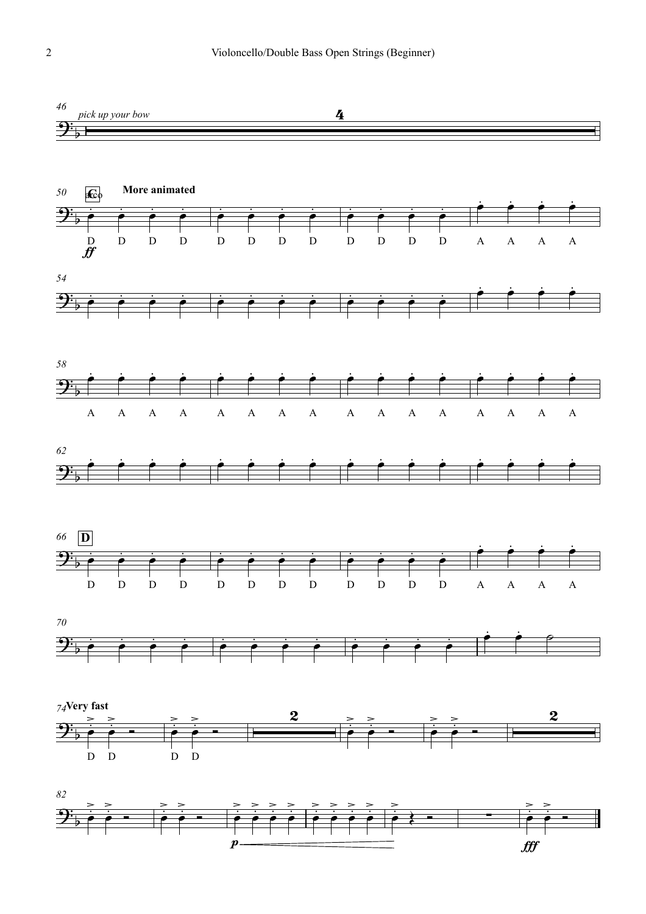*pick up your bow*

4

C

arco

**More animated**

D D D D D D D D D D D D A A A A

*ff*

A A A A A A A A A A A A A A A A

D

D D D D D D D D D D D D A A A A

**Very fast**

2

D D D D

2

*p*

*fff*